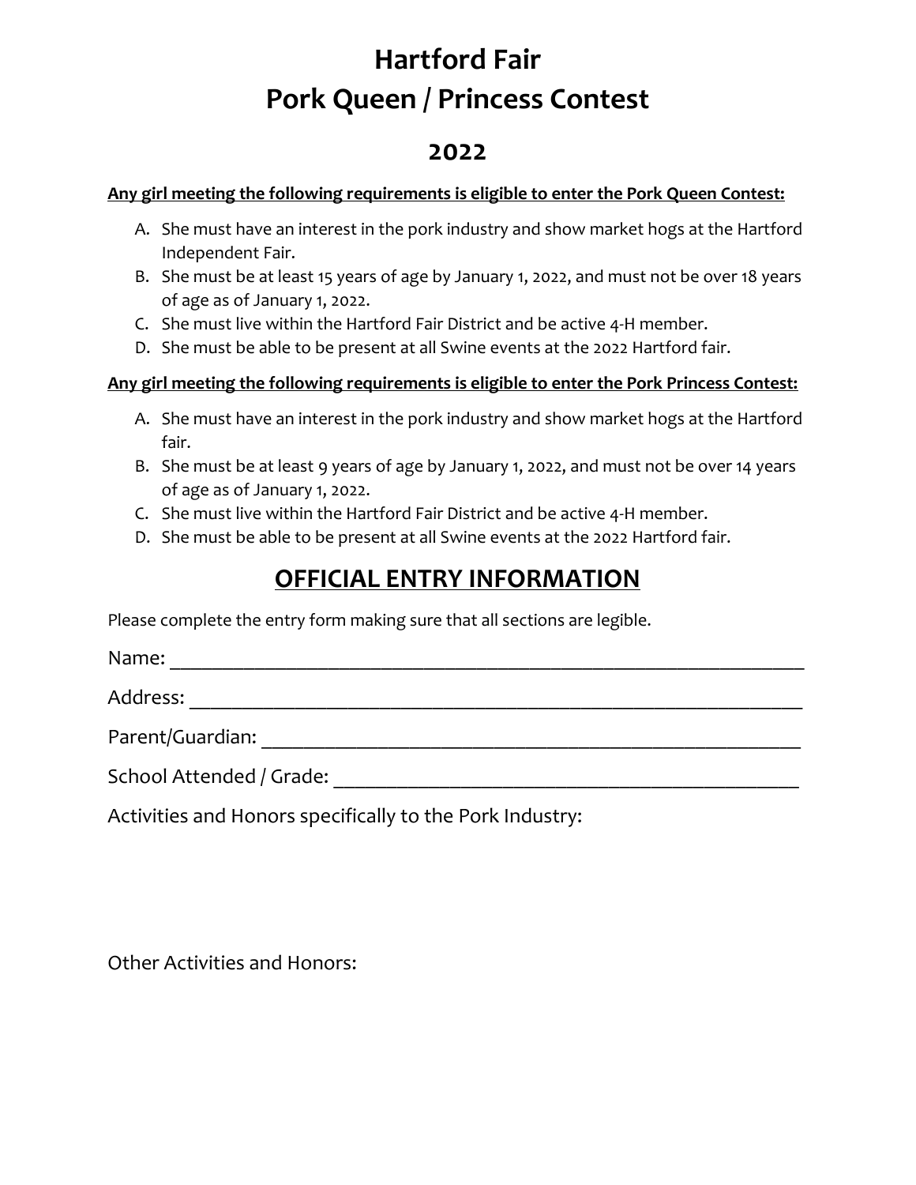# Hartford Fair
# Pork Queen / Princess Contest

## 2022

**Any girl meeting the following requirements is eligible to enter the Pork Queen Contest:**

A. She must have an interest in the pork industry and show market hogs at the Hartford Independent Fair.
B. She must be at least 15 years of age by January 1, 2022, and must not be over 18 years of age as of January 1, 2022.
C. She must live within the Hartford Fair District and be active 4-H member.
D. She must be able to be present at all Swine events at the 2022 Hartford fair.

**Any girl meeting the following requirements is eligible to enter the Pork Princess Contest:**

A. She must have an interest in the pork industry and show market hogs at the Hartford fair.
B. She must be at least 9 years of age by January 1, 2022, and must not be over 14 years of age as of January 1, 2022.
C. She must live within the Hartford Fair District and be active 4-H member.
D. She must be able to be present at all Swine events at the 2022 Hartford fair.

## OFFICIAL ENTRY INFORMATION

Please complete the entry form making sure that all sections are legible.

Name: ____________________________________________________________

Address: __________________________________________________________

Parent/Guardian: ___________________________________________________

School Attended / Grade: ____________________________________________

Activities and Honors specifically to the Pork Industry:

Other Activities and Honors: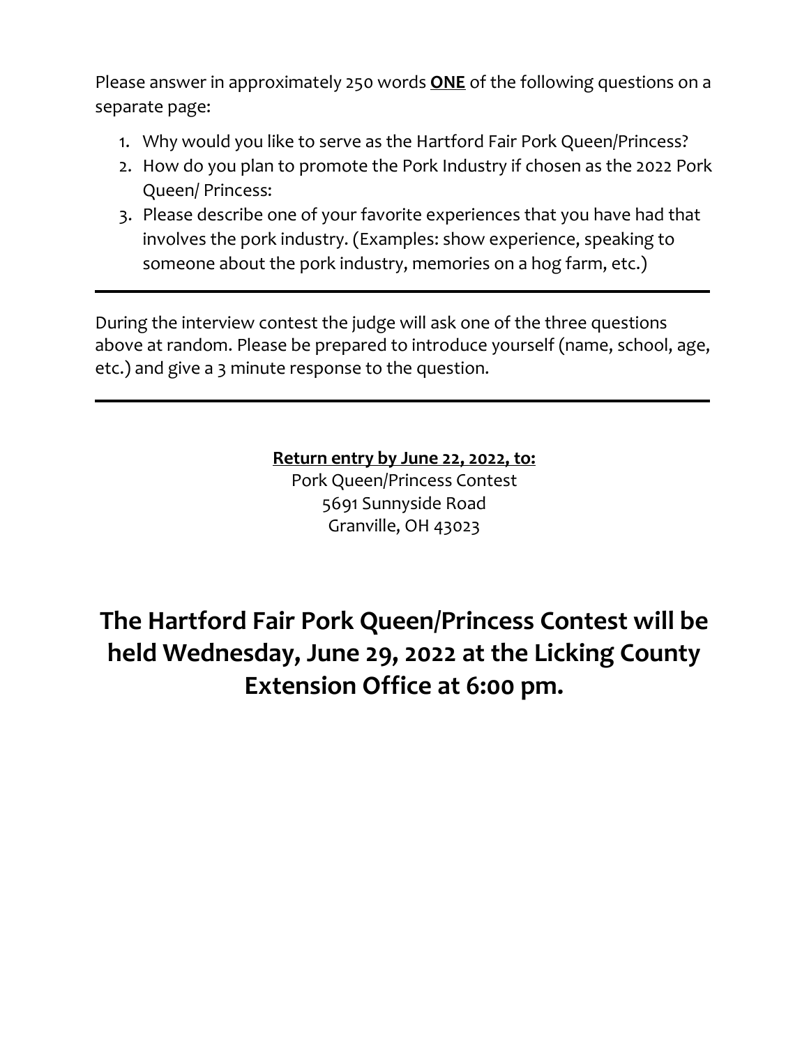Please answer in approximately 250 words **ONE** of the following questions on a separate page:

1. Why would you like to serve as the Hartford Fair Pork Queen/Princess?
2. How do you plan to promote the Pork Industry if chosen as the 2022 Pork Queen/ Princess:
3. Please describe one of your favorite experiences that you have had that involves the pork industry. (Examples: show experience, speaking to someone about the pork industry, memories on a hog farm, etc.)

---

During the interview contest the judge will ask one of the three questions above at random. Please be prepared to introduce yourself (name, school, age, etc.) and give a 3 minute response to the question.

---

**Return entry by June 22, 2022, to:**

Pork Queen/Princess Contest
5691 Sunnyside Road
Granville, OH 43023

## The Hartford Fair Pork Queen/Princess Contest will be held Wednesday, June 29, 2022 at the Licking County Extension Office at 6:00 pm.